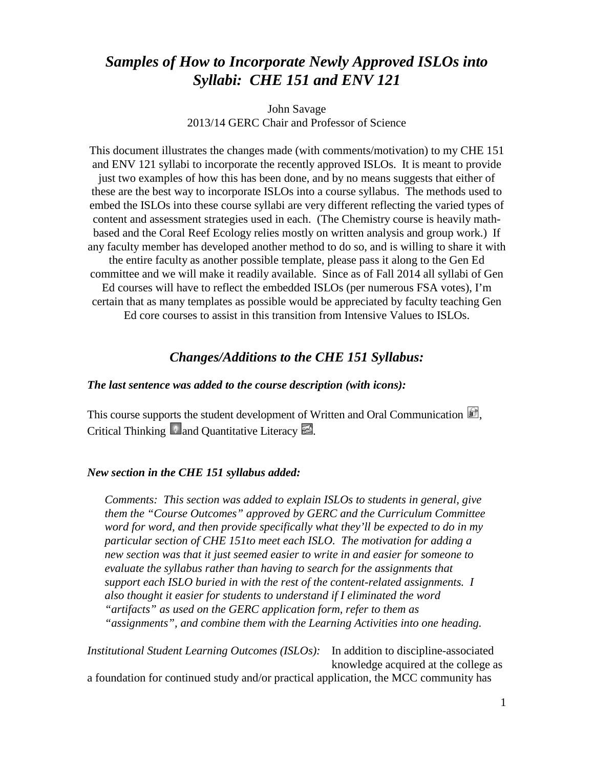# *Samples of How to Incorporate Newly Approved ISLOs into Syllabi: CHE 151 and ENV 121*

John Savage
2013/14 GERC Chair and Professor of Science

This document illustrates the changes made (with comments/motivation) to my CHE 151 and ENV 121 syllabi to incorporate the recently approved ISLOs. It is meant to provide just two examples of how this has been done, and by no means suggests that either of these are the best way to incorporate ISLOs into a course syllabus. The methods used to embed the ISLOs into these course syllabi are very different reflecting the varied types of content and assessment strategies used in each. (The Chemistry course is heavily math-based and the Coral Reef Ecology relies mostly on written analysis and group work.) If any faculty member has developed another method to do so, and is willing to share it with the entire faculty as another possible template, please pass it along to the Gen Ed committee and we will make it readily available. Since as of Fall 2014 all syllabi of Gen Ed courses will have to reflect the embedded ISLOs (per numerous FSA votes), I'm certain that as many templates as possible would be appreciated by faculty teaching Gen Ed core courses to assist in this transition from Intensive Values to ISLOs.

## *Changes/Additions to the CHE 151 Syllabus:*

***The last sentence was added to the course description (with icons):***

This course supports the student development of Written and Oral Communication, Critical Thinking and Quantitative Literacy.

***New section in the CHE 151 syllabus added:***

> *Comments: This section was added to explain ISLOs to students in general, give them the "Course Outcomes" approved by GERC and the Curriculum Committee word for word, and then provide specifically what they'll be expected to do in my particular section of CHE 151to meet each ISLO. The motivation for adding a new section was that it just seemed easier to write in and easier for someone to evaluate the syllabus rather than having to search for the assignments that support each ISLO buried in with the rest of the content-related assignments. I also thought it easier for students to understand if I eliminated the word "artifacts" as used on the GERC application form, refer to them as "assignments", and combine them with the Learning Activities into one heading.*

*Institutional Student Learning Outcomes (ISLOs):* In addition to discipline-associated knowledge acquired at the college as a foundation for continued study and/or practical application, the MCC community has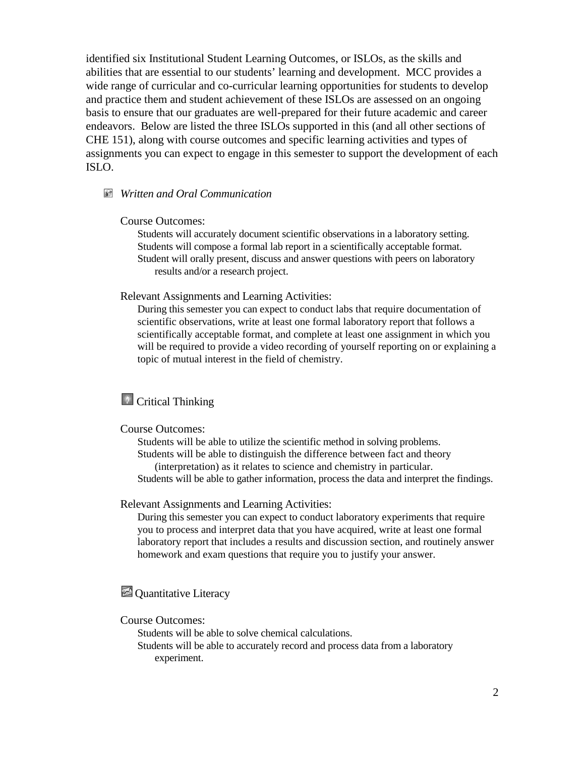identified six Institutional Student Learning Outcomes, or ISLOs, as the skills and abilities that are essential to our students' learning and development. MCC provides a wide range of curricular and co-curricular learning opportunities for students to develop and practice them and student achievement of these ISLOs are assessed on an ongoing basis to ensure that our graduates are well-prepared for their future academic and career endeavors. Below are listed the three ISLOs supported in this (and all other sections of CHE 151), along with course outcomes and specific learning activities and types of assignments you can expect to engage in this semester to support the development of each ISLO.

### *Written and Oral Communication*

Course Outcomes:

- Students will accurately document scientific observations in a laboratory setting.
- Students will compose a formal lab report in a scientifically acceptable format.
- Student will orally present, discuss and answer questions with peers on laboratory results and/or a research project.

Relevant Assignments and Learning Activities:

During this semester you can expect to conduct labs that require documentation of scientific observations, write at least one formal laboratory report that follows a scientifically acceptable format, and complete at least one assignment in which you will be required to provide a video recording of yourself reporting on or explaining a topic of mutual interest in the field of chemistry.

### Critical Thinking

Course Outcomes:

- Students will be able to utilize the scientific method in solving problems.
- Students will be able to distinguish the difference between fact and theory (interpretation) as it relates to science and chemistry in particular.
- Students will be able to gather information, process the data and interpret the findings.

Relevant Assignments and Learning Activities:

During this semester you can expect to conduct laboratory experiments that require you to process and interpret data that you have acquired, write at least one formal laboratory report that includes a results and discussion section, and routinely answer homework and exam questions that require you to justify your answer.

### Quantitative Literacy

Course Outcomes:

- Students will be able to solve chemical calculations.
- Students will be able to accurately record and process data from a laboratory experiment.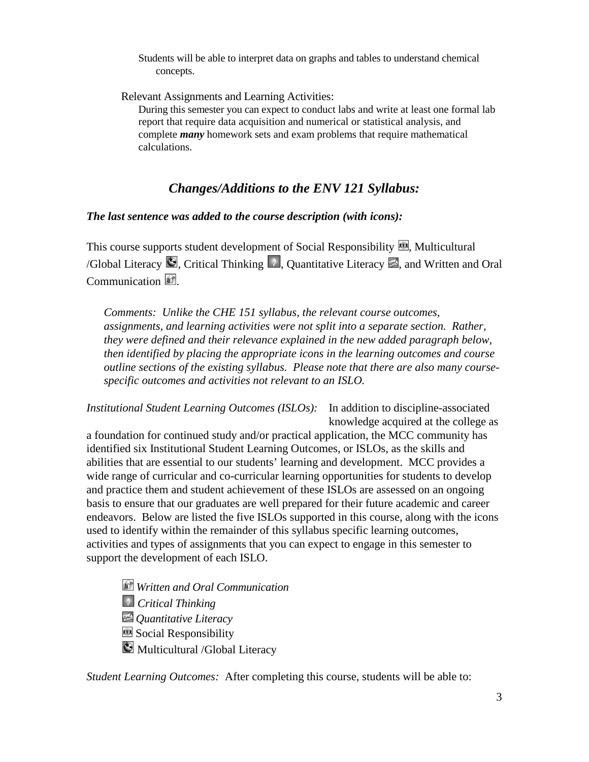Students will be able to interpret data on graphs and tables to understand chemical concepts.

Relevant Assignments and Learning Activities:

During this semester you can expect to conduct labs and write at least one formal lab report that require data acquisition and numerical or statistical analysis, and complete ***many*** homework sets and exam problems that require mathematical calculations.

## *Changes/Additions to the ENV 121 Syllabus:*

***The last sentence was added to the course description (with icons):***

This course supports student development of Social Responsibility, Multicultural /Global Literacy, Critical Thinking, Quantitative Literacy, and Written and Oral Communication.

*Comments: Unlike the CHE 151 syllabus, the relevant course outcomes, assignments, and learning activities were not split into a separate section. Rather, they were defined and their relevance explained in the new added paragraph below, then identified by placing the appropriate icons in the learning outcomes and course outline sections of the existing syllabus. Please note that there are also many course-specific outcomes and activities not relevant to an ISLO.*

*Institutional Student Learning Outcomes (ISLOs):* In addition to discipline-associated knowledge acquired at the college as a foundation for continued study and/or practical application, the MCC community has identified six Institutional Student Learning Outcomes, or ISLOs, as the skills and abilities that are essential to our students' learning and development. MCC provides a wide range of curricular and co-curricular learning opportunities for students to develop and practice them and student achievement of these ISLOs are assessed on an ongoing basis to ensure that our graduates are well prepared for their future academic and career endeavors. Below are listed the five ISLOs supported in this course, along with the icons used to identify within the remainder of this syllabus specific learning outcomes, activities and types of assignments that you can expect to engage in this semester to support the development of each ISLO.

- *Written and Oral Communication*
- *Critical Thinking*
- *Quantitative Literacy*
- Social Responsibility
- Multicultural /Global Literacy

*Student Learning Outcomes:* After completing this course, students will be able to: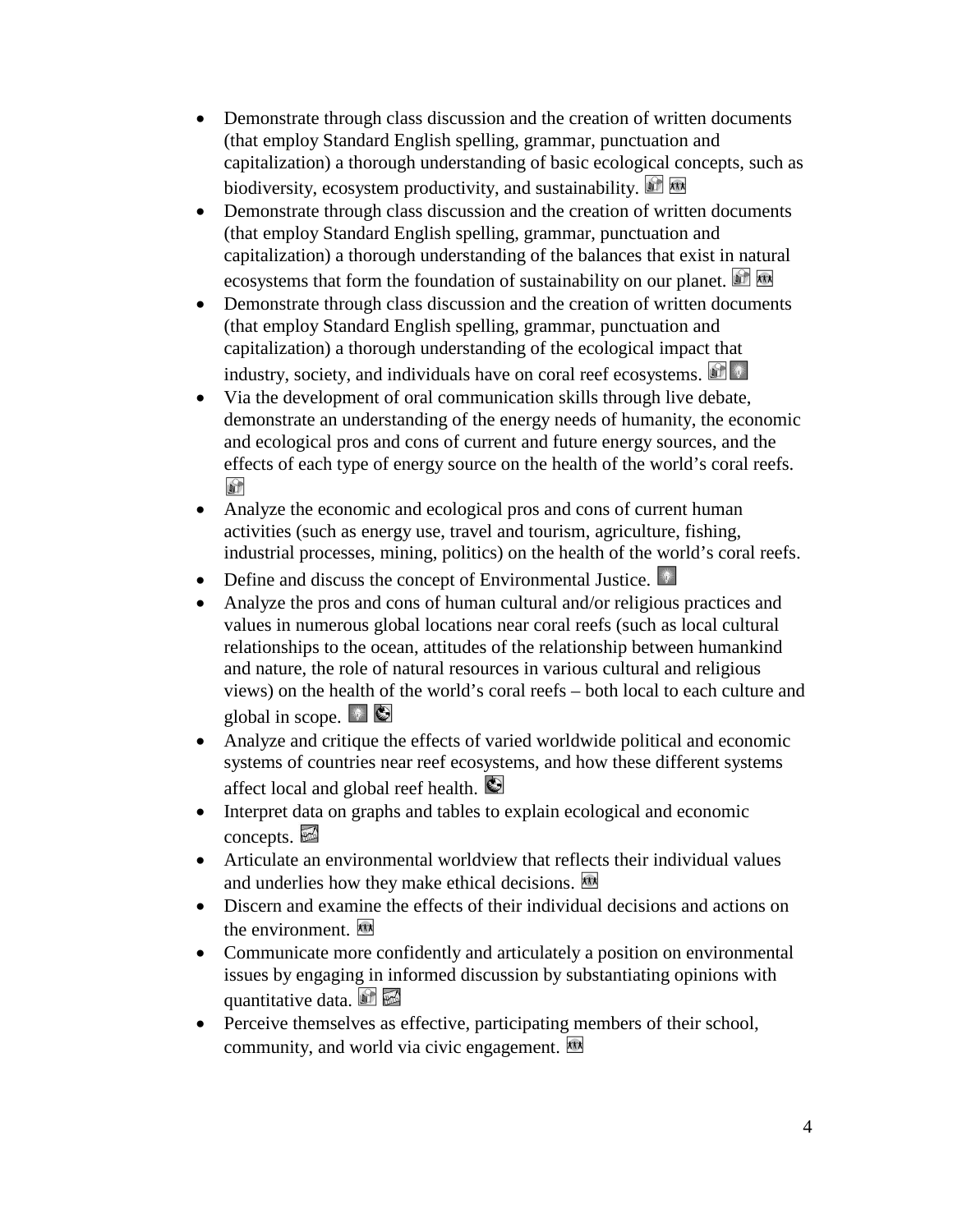- Demonstrate through class discussion and the creation of written documents (that employ Standard English spelling, grammar, punctuation and capitalization) a thorough understanding of basic ecological concepts, such as biodiversity, ecosystem productivity, and sustainability.
- Demonstrate through class discussion and the creation of written documents (that employ Standard English spelling, grammar, punctuation and capitalization) a thorough understanding of the balances that exist in natural ecosystems that form the foundation of sustainability on our planet.
- Demonstrate through class discussion and the creation of written documents (that employ Standard English spelling, grammar, punctuation and capitalization) a thorough understanding of the ecological impact that industry, society, and individuals have on coral reef ecosystems.
- Via the development of oral communication skills through live debate, demonstrate an understanding of the energy needs of humanity, the economic and ecological pros and cons of current and future energy sources, and the effects of each type of energy source on the health of the world's coral reefs.
- Analyze the economic and ecological pros and cons of current human activities (such as energy use, travel and tourism, agriculture, fishing, industrial processes, mining, politics) on the health of the world's coral reefs.
- Define and discuss the concept of Environmental Justice.
- Analyze the pros and cons of human cultural and/or religious practices and values in numerous global locations near coral reefs (such as local cultural relationships to the ocean, attitudes of the relationship between humankind and nature, the role of natural resources in various cultural and religious views) on the health of the world's coral reefs – both local to each culture and global in scope.
- Analyze and critique the effects of varied worldwide political and economic systems of countries near reef ecosystems, and how these different systems affect local and global reef health.
- Interpret data on graphs and tables to explain ecological and economic concepts.
- Articulate an environmental worldview that reflects their individual values and underlies how they make ethical decisions.
- Discern and examine the effects of their individual decisions and actions on the environment.
- Communicate more confidently and articulately a position on environmental issues by engaging in informed discussion by substantiating opinions with quantitative data.
- Perceive themselves as effective, participating members of their school, community, and world via civic engagement.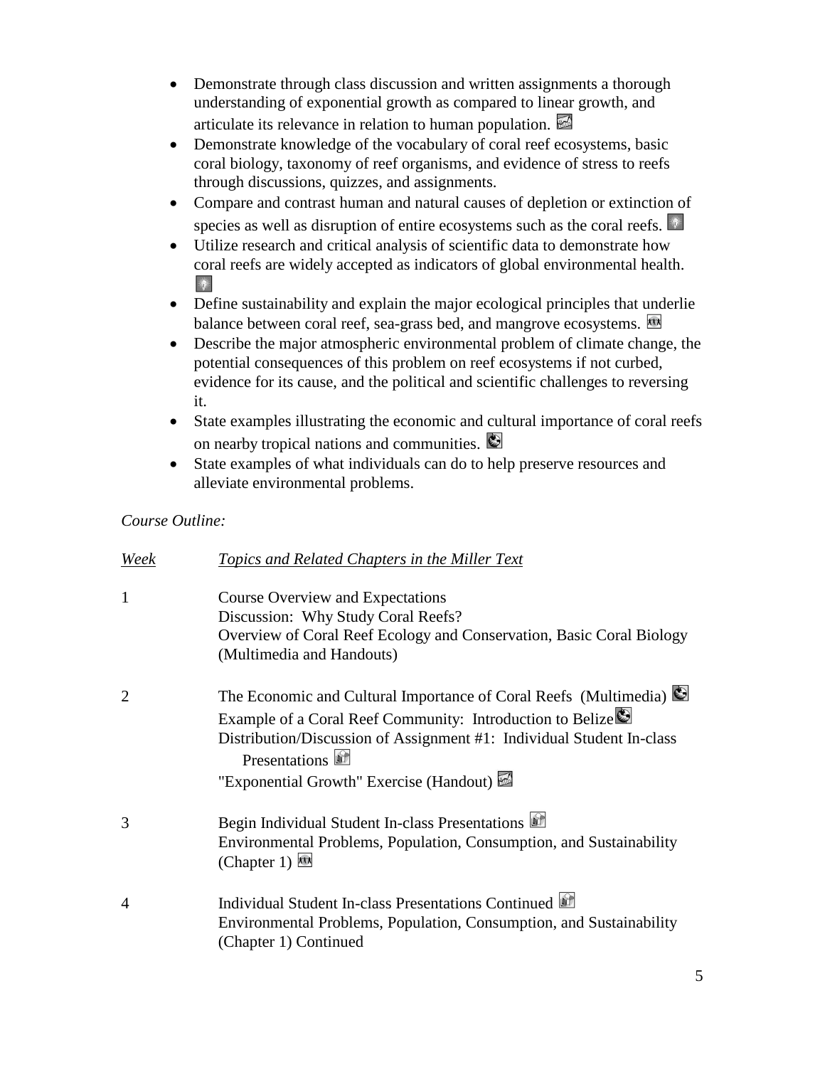- Demonstrate through class discussion and written assignments a thorough understanding of exponential growth as compared to linear growth, and articulate its relevance in relation to human population.
- Demonstrate knowledge of the vocabulary of coral reef ecosystems, basic coral biology, taxonomy of reef organisms, and evidence of stress to reefs through discussions, quizzes, and assignments.
- Compare and contrast human and natural causes of depletion or extinction of species as well as disruption of entire ecosystems such as the coral reefs.
- Utilize research and critical analysis of scientific data to demonstrate how coral reefs are widely accepted as indicators of global environmental health.
- Define sustainability and explain the major ecological principles that underlie balance between coral reef, sea-grass bed, and mangrove ecosystems.
- Describe the major atmospheric environmental problem of climate change, the potential consequences of this problem on reef ecosystems if not curbed, evidence for its cause, and the political and scientific challenges to reversing it.
- State examples illustrating the economic and cultural importance of coral reefs on nearby tropical nations and communities.
- State examples of what individuals can do to help preserve resources and alleviate environmental problems.

*Course Outline:*

| *Week* | *Topics and Related Chapters in the Miller Text* |
|---|---|
| 1 | Course Overview and Expectations<br>Discussion: Why Study Coral Reefs?<br>Overview of Coral Reef Ecology and Conservation, Basic Coral Biology (Multimedia and Handouts) |
| 2 | The Economic and Cultural Importance of Coral Reefs (Multimedia)<br>Example of a Coral Reef Community: Introduction to Belize<br>Distribution/Discussion of Assignment #1: Individual Student In-class Presentations<br>"Exponential Growth" Exercise (Handout) |
| 3 | Begin Individual Student In-class Presentations<br>Environmental Problems, Population, Consumption, and Sustainability (Chapter 1) |
| 4 | Individual Student In-class Presentations Continued<br>Environmental Problems, Population, Consumption, and Sustainability (Chapter 1) Continued |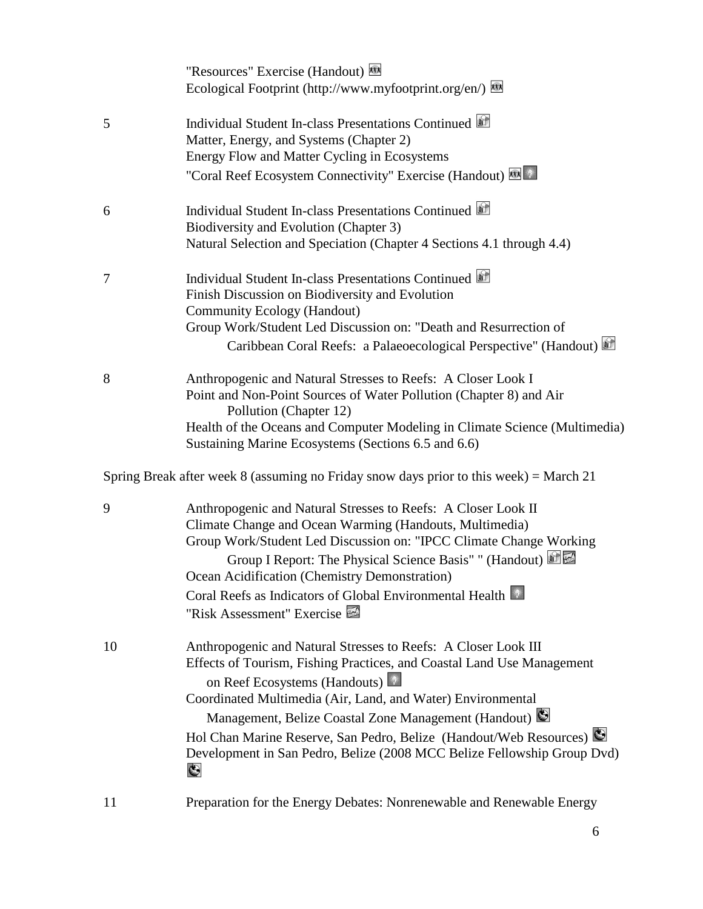"Resources" Exercise (Handout)
Ecological Footprint (http://www.myfootprint.org/en/)

| Week | Topics |
|---|---|
| 5 | Individual Student In-class Presentations Continued<br>Matter, Energy, and Systems (Chapter 2)<br>Energy Flow and Matter Cycling in Ecosystems<br>"Coral Reef Ecosystem Connectivity" Exercise (Handout) |
| 6 | Individual Student In-class Presentations Continued<br>Biodiversity and Evolution (Chapter 3)<br>Natural Selection and Speciation (Chapter 4 Sections 4.1 through 4.4) |
| 7 | Individual Student In-class Presentations Continued<br>Finish Discussion on Biodiversity and Evolution<br>Community Ecology (Handout)<br>Group Work/Student Led Discussion on: "Death and Resurrection of Caribbean Coral Reefs: a Palaeoecological Perspective" (Handout) |
| 8 | Anthropogenic and Natural Stresses to Reefs: A Closer Look I<br>Point and Non-Point Sources of Water Pollution (Chapter 8) and Air Pollution (Chapter 12)<br>Health of the Oceans and Computer Modeling in Climate Science (Multimedia)<br>Sustaining Marine Ecosystems (Sections 6.5 and 6.6) |

Spring Break after week 8 (assuming no Friday snow days prior to this week) = March 21

| Week | Topics |
|---|---|
| 9 | Anthropogenic and Natural Stresses to Reefs: A Closer Look II<br>Climate Change and Ocean Warming (Handouts, Multimedia)<br>Group Work/Student Led Discussion on: "IPCC Climate Change Working Group I Report: The Physical Science Basis" " (Handout)<br>Ocean Acidification (Chemistry Demonstration)<br>Coral Reefs as Indicators of Global Environmental Health<br>"Risk Assessment" Exercise |
| 10 | Anthropogenic and Natural Stresses to Reefs: A Closer Look III<br>Effects of Tourism, Fishing Practices, and Coastal Land Use Management on Reef Ecosystems (Handouts)<br>Coordinated Multimedia (Air, Land, and Water) Environmental Management, Belize Coastal Zone Management (Handout)<br>Hol Chan Marine Reserve, San Pedro, Belize (Handout/Web Resources)<br>Development in San Pedro, Belize (2008 MCC Belize Fellowship Group Dvd) |
| 11 | Preparation for the Energy Debates: Nonrenewable and Renewable Energy |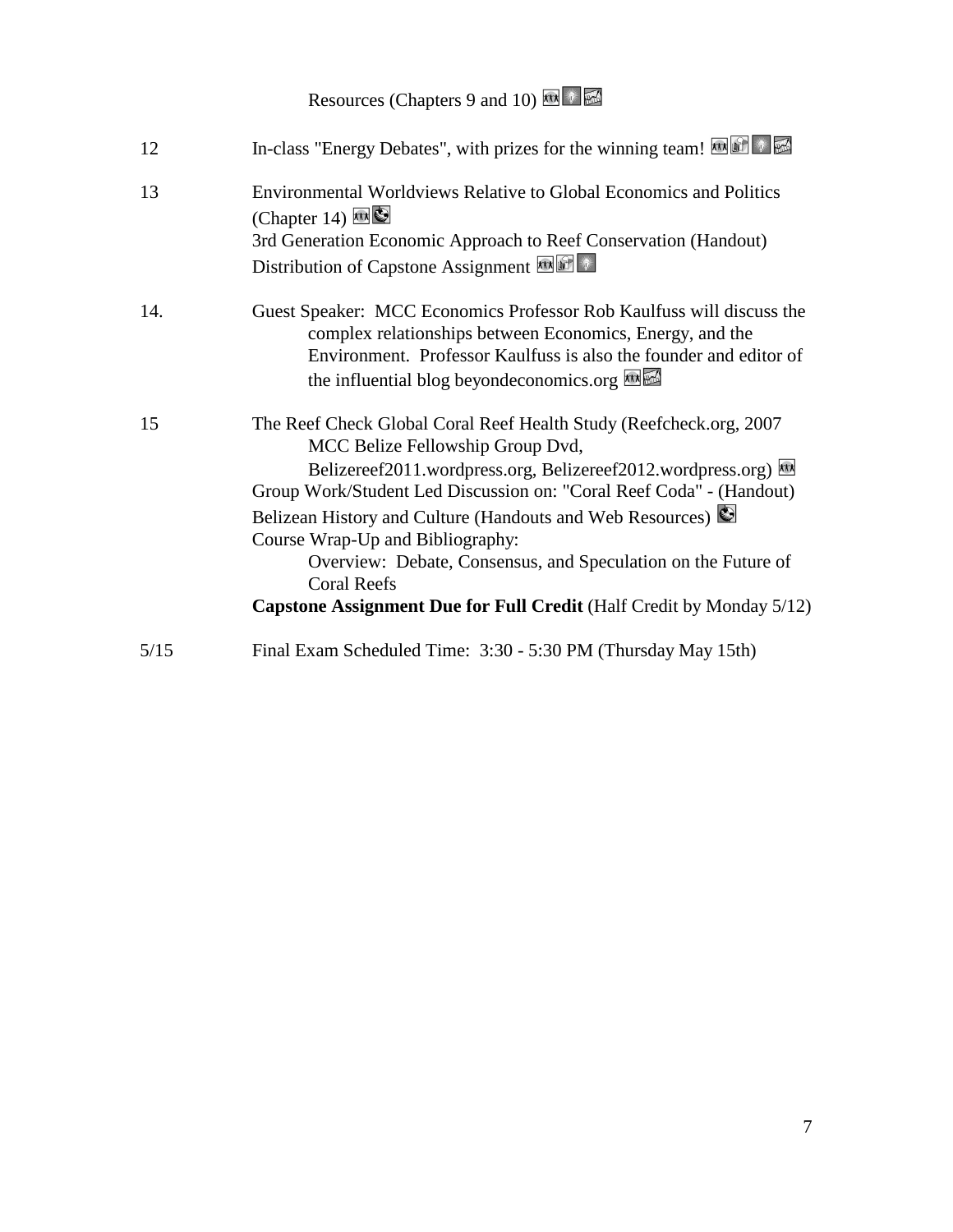Resources (Chapters 9 and 10)

| | |
|---|---|
| 12 | In-class "Energy Debates", with prizes for the winning team! |
| 13 | Environmental Worldviews Relative to Global Economics and Politics (Chapter 14)<br>3rd Generation Economic Approach to Reef Conservation (Handout)<br>Distribution of Capstone Assignment |
| 14. | Guest Speaker: MCC Economics Professor Rob Kaulfuss will discuss the complex relationships between Economics, Energy, and the Environment. Professor Kaulfuss is also the founder and editor of the influential blog beyondeconomics.org |
| 15 | The Reef Check Global Coral Reef Health Study (Reefcheck.org, 2007 MCC Belize Fellowship Group Dvd, Belizereef2011.wordpress.org, Belizereef2012.wordpress.org)<br>Group Work/Student Led Discussion on: "Coral Reef Coda" - (Handout)<br>Belizean History and Culture (Handouts and Web Resources)<br>Course Wrap-Up and Bibliography:<br>Overview: Debate, Consensus, and Speculation on the Future of Coral Reefs<br>**Capstone Assignment Due for Full Credit** (Half Credit by Monday 5/12) |
| 5/15 | Final Exam Scheduled Time: 3:30 - 5:30 PM (Thursday May 15th) |